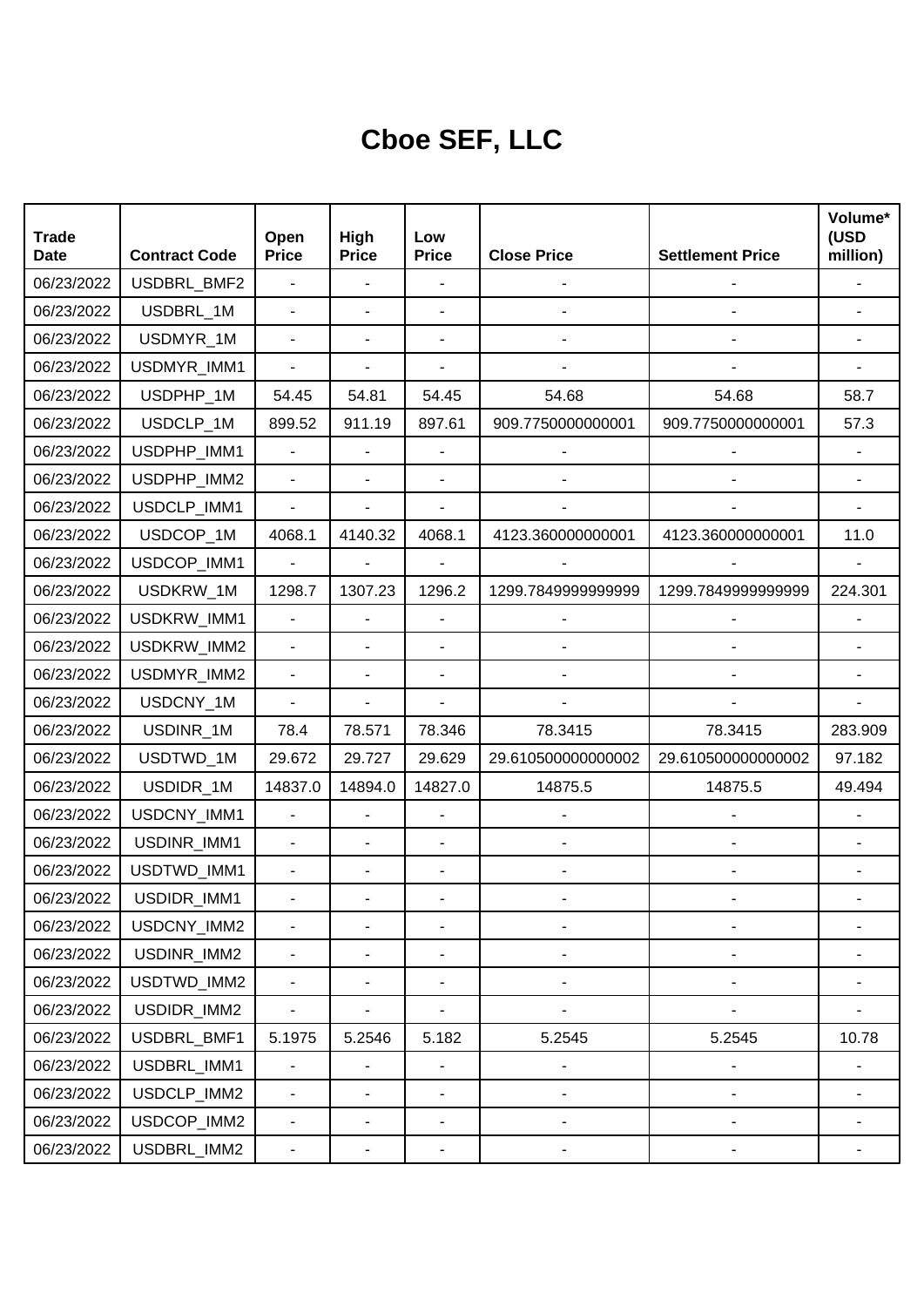# Cboe SEF, LLC

| Trade Date | Contract Code | Open Price | High Price | Low Price | Close Price | Settlement Price | Volume* (USD million) |
|---|---|---|---|---|---|---|---|
| 06/23/2022 | USDBRL_BMF2 | - | - | - | - | - | - |
| 06/23/2022 | USDBRL_1M | - | - | - | - | - | - |
| 06/23/2022 | USDMYR_1M | - | - | - | - | - | - |
| 06/23/2022 | USDMYR_IMM1 | - | - | - | - | - | - |
| 06/23/2022 | USDPHP_1M | 54.45 | 54.81 | 54.45 | 54.68 | 54.68 | 58.7 |
| 06/23/2022 | USDCLP_1M | 899.52 | 911.19 | 897.61 | 909.7750000000001 | 909.7750000000001 | 57.3 |
| 06/23/2022 | USDPHP_IMM1 | - | - | - | - | - | - |
| 06/23/2022 | USDPHP_IMM2 | - | - | - | - | - | - |
| 06/23/2022 | USDCLP_IMM1 | - | - | - | - | - | - |
| 06/23/2022 | USDCOP_1M | 4068.1 | 4140.32 | 4068.1 | 4123.360000000001 | 4123.360000000001 | 11.0 |
| 06/23/2022 | USDCOP_IMM1 | - | - | - | - | - | - |
| 06/23/2022 | USDKRW_1M | 1298.7 | 1307.23 | 1296.2 | 1299.7849999999999 | 1299.7849999999999 | 224.301 |
| 06/23/2022 | USDKRW_IMM1 | - | - | - | - | - | - |
| 06/23/2022 | USDKRW_IMM2 | - | - | - | - | - | - |
| 06/23/2022 | USDMYR_IMM2 | - | - | - | - | - | - |
| 06/23/2022 | USDCNY_1M | - | - | - | - | - | - |
| 06/23/2022 | USDINR_1M | 78.4 | 78.571 | 78.346 | 78.3415 | 78.3415 | 283.909 |
| 06/23/2022 | USDTWD_1M | 29.672 | 29.727 | 29.629 | 29.610500000000002 | 29.610500000000002 | 97.182 |
| 06/23/2022 | USDIDR_1M | 14837.0 | 14894.0 | 14827.0 | 14875.5 | 14875.5 | 49.494 |
| 06/23/2022 | USDCNY_IMM1 | - | - | - | - | - | - |
| 06/23/2022 | USDINR_IMM1 | - | - | - | - | - | - |
| 06/23/2022 | USDTWD_IMM1 | - | - | - | - | - | - |
| 06/23/2022 | USDIDR_IMM1 | - | - | - | - | - | - |
| 06/23/2022 | USDCNY_IMM2 | - | - | - | - | - | - |
| 06/23/2022 | USDINR_IMM2 | - | - | - | - | - | - |
| 06/23/2022 | USDTWD_IMM2 | - | - | - | - | - | - |
| 06/23/2022 | USDIDR_IMM2 | - | - | - | - | - | - |
| 06/23/2022 | USDBRL_BMF1 | 5.1975 | 5.2546 | 5.182 | 5.2545 | 5.2545 | 10.78 |
| 06/23/2022 | USDBRL_IMM1 | - | - | - | - | - | - |
| 06/23/2022 | USDCLP_IMM2 | - | - | - | - | - | - |
| 06/23/2022 | USDCOP_IMM2 | - | - | - | - | - | - |
| 06/23/2022 | USDBRL_IMM2 | - | - | - | - | - | - |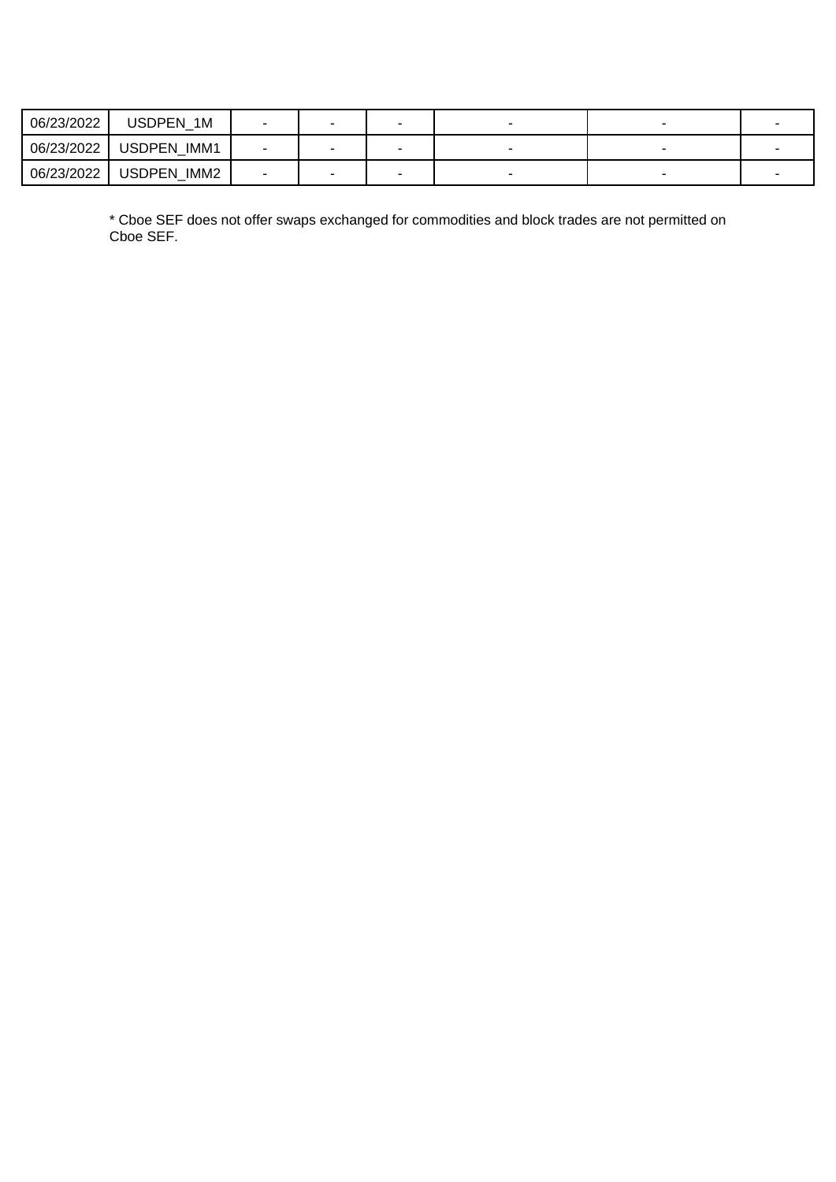| | | | | | | | |
|---|---|---|---|---|---|---|---|
| 06/23/2022 | USDPEN_1M | - | - | - | - | - | - |
| 06/23/2022 | USDPEN_IMM1 | - | - | - | - | - | - |
| 06/23/2022 | USDPEN_IMM2 | - | - | - | - | - | - |

* Cboe SEF does not offer swaps exchanged for commodities and block trades are not permitted on Cboe SEF.